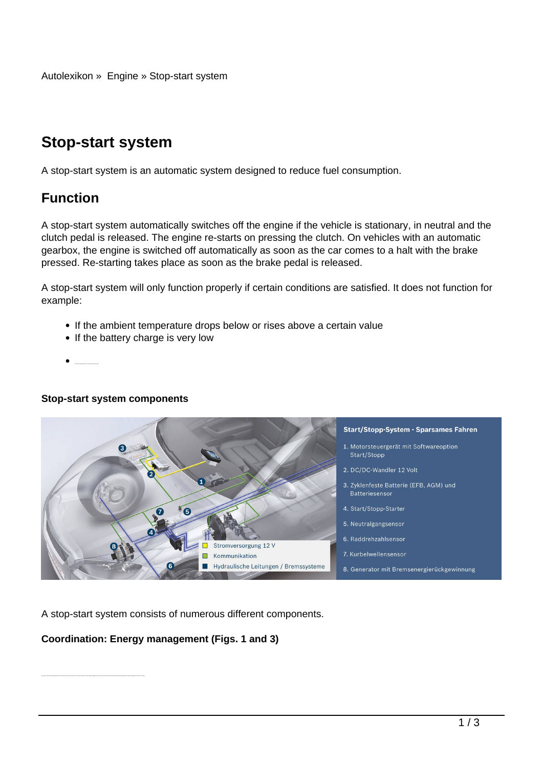Autolexikon » Engine » Stop-start system

# Stop-start system

A stop-start system is an automatic system designed to reduce fuel consumption.

## Function

A stop-start system automatically switches off the engine if the vehicle is stationary, in neutral and the clutch pedal is released. The engine re-starts on pressing the clutch. On vehicles with an automatic gearbox, the engine is switched off automatically as soon as the car comes to a halt with the brake pressed. Re-starting takes place as soon as the brake pedal is released.

A stop-start system will only function properly if certain conditions are satisfied. It does not function for example:

- If the ambient temperature drops below or rises above a certain value
- If the battery charge is very low
- 

**Stop-start system components**

A stop-start system consists of numerous different components.

**Coordination: Energy management (Figs. 1 and 3)**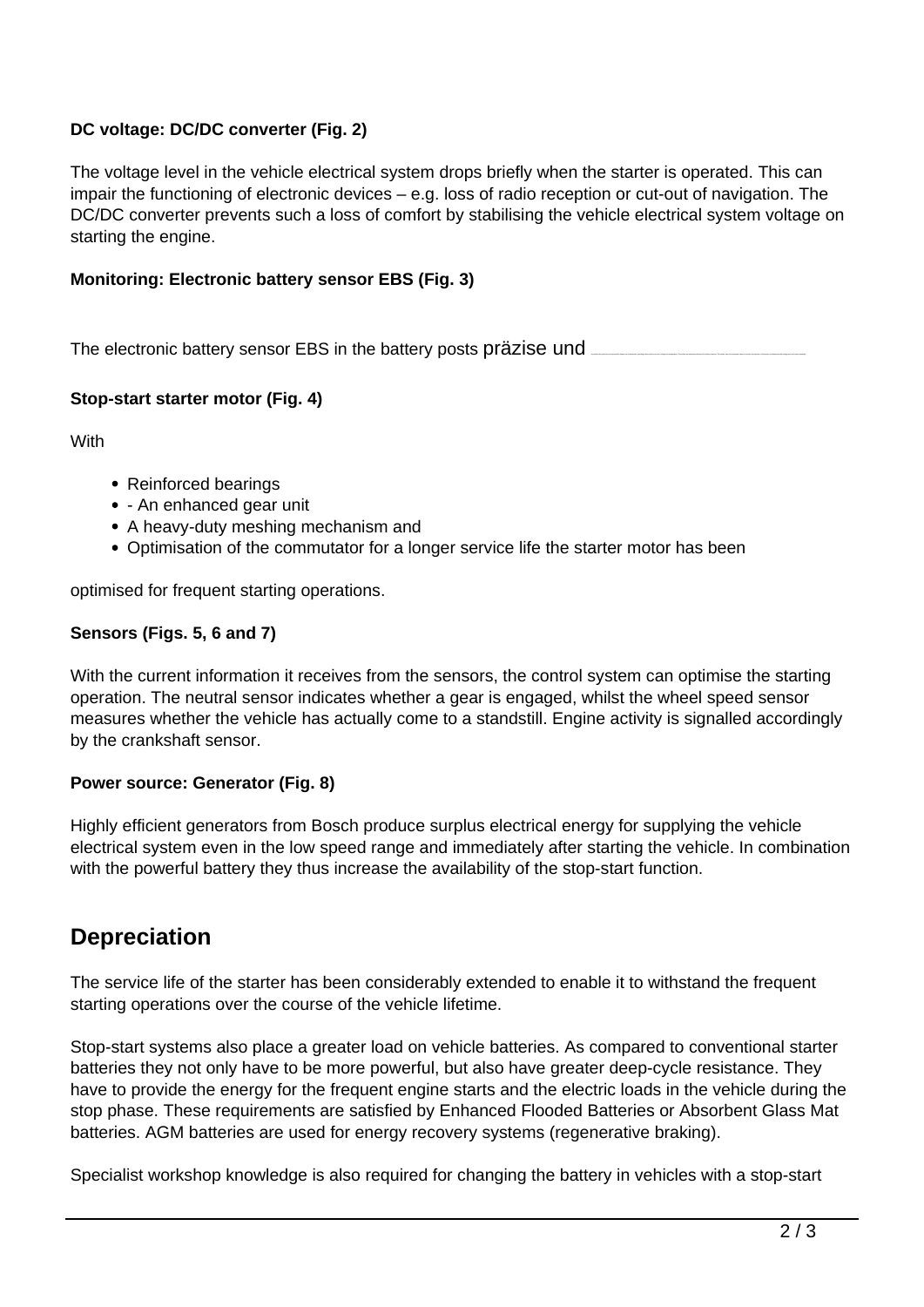**DC voltage: DC/DC converter (Fig. 2)**

The voltage level in the vehicle electrical system drops briefly when the starter is operated. This can impair the functioning of electronic devices – e.g. loss of radio reception or cut-out of navigation. The DC/DC converter prevents such a loss of comfort by stabilising the vehicle electrical system voltage on starting the engine.

**Monitoring: Electronic battery sensor EBS (Fig. 3)**

The electronic battery sensor EBS in the battery posts präzise und

**Stop-start starter motor (Fig. 4)**

With

- Reinforced bearings
- - An enhanced gear unit
- A heavy-duty meshing mechanism and
- Optimisation of the commutator for a longer service life the starter motor has been

optimised for frequent starting operations.

**Sensors (Figs. 5, 6 and 7)**

With the current information it receives from the sensors, the control system can optimise the starting operation. The neutral sensor indicates whether a gear is engaged, whilst the wheel speed sensor measures whether the vehicle has actually come to a standstill. Engine activity is signalled accordingly by the crankshaft sensor.

**Power source: Generator (Fig. 8)**

Highly efficient generators from Bosch produce surplus electrical energy for supplying the vehicle electrical system even in the low speed range and immediately after starting the vehicle. In combination with the powerful battery they thus increase the availability of the stop-start function.

## Depreciation

The service life of the starter has been considerably extended to enable it to withstand the frequent starting operations over the course of the vehicle lifetime.

Stop-start systems also place a greater load on vehicle batteries. As compared to conventional starter batteries they not only have to be more powerful, but also have greater deep-cycle resistance. They have to provide the energy for the frequent engine starts and the electric loads in the vehicle during the stop phase. These requirements are satisfied by Enhanced Flooded Batteries or Absorbent Glass Mat batteries. AGM batteries are used for energy recovery systems (regenerative braking).

Specialist workshop knowledge is also required for changing the battery in vehicles with a stop-start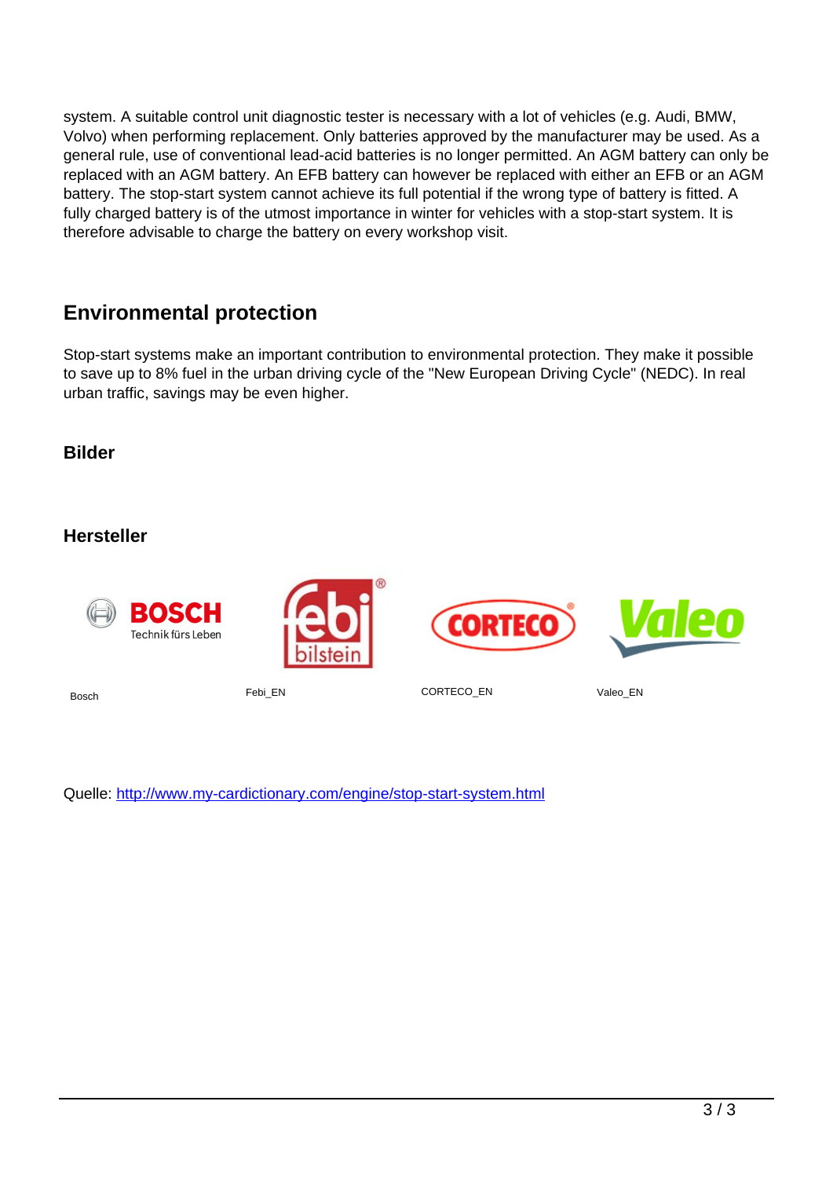system. A suitable control unit diagnostic tester is necessary with a lot of vehicles (e.g. Audi, BMW, Volvo) when performing replacement. Only batteries approved by the manufacturer may be used. As a general rule, use of conventional lead-acid batteries is no longer permitted. An AGM battery can only be replaced with an AGM battery. An EFB battery can however be replaced with either an EFB or an AGM battery. The stop-start system cannot achieve its full potential if the wrong type of battery is fitted. A fully charged battery is of the utmost importance in winter for vehicles with a stop-start system. It is therefore advisable to charge the battery on every workshop visit.

## Environmental protection

Stop-start systems make an important contribution to environmental protection. They make it possible to save up to 8% fuel in the urban driving cycle of the "New European Driving Cycle" (NEDC). In real urban traffic, savings may be even higher.

### Bilder

### Hersteller

Bosch

Febi_EN

CORTECO_EN

Valeo_EN

Quelle: http://www.my-cardictionary.com/engine/stop-start-system.html